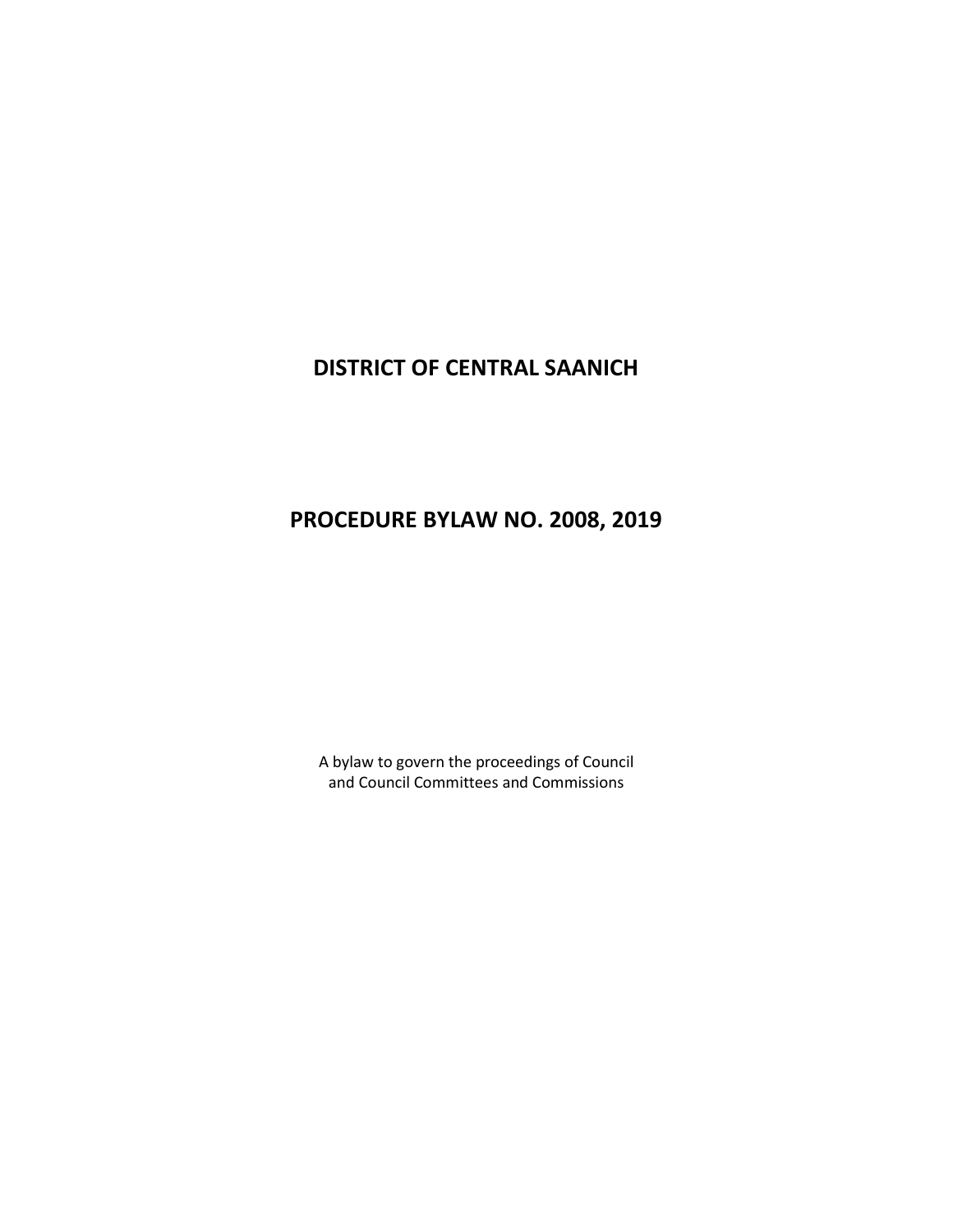# DISTRICT OF CENTRAL SAANICH

# PROCEDURE BYLAW NO. 2008, 2019

A bylaw to govern the proceedings of Council
and Council Committees and Commissions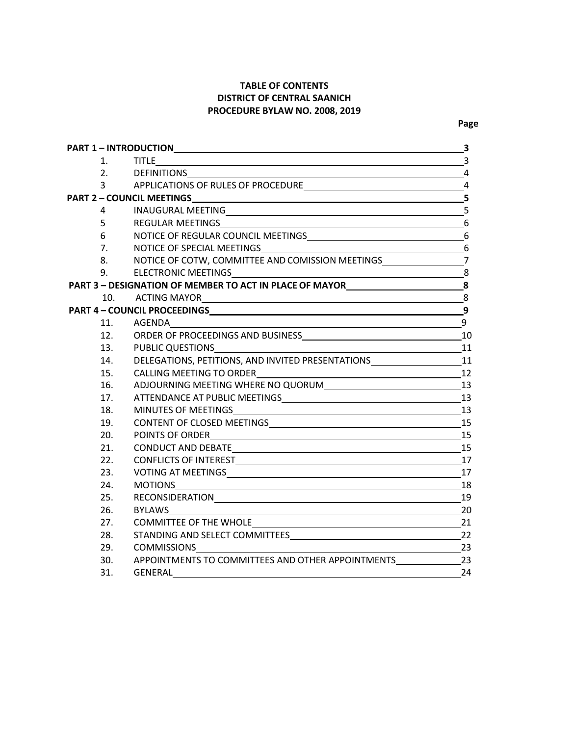**TABLE OF CONTENTS**
**DISTRICT OF CENTRAL SAANICH**
**PROCEDURE BYLAW NO. 2008, 2019**

| | | Page |
|---|---|---|
| **PART 1 – INTRODUCTION** | | **3** |
| 1. | TITLE | 3 |
| 2. | DEFINITIONS | 4 |
| 3 | APPLICATIONS OF RULES OF PROCEDURE | 4 |
| **PART 2 – COUNCIL MEETINGS** | | **5** |
| 4 | INAUGURAL MEETING | 5 |
| 5 | REGULAR MEETINGS | 6 |
| 6 | NOTICE OF REGULAR COUNCIL MEETINGS | 6 |
| 7. | NOTICE OF SPECIAL MEETINGS | 6 |
| 8. | NOTICE OF COTW, COMMITTEE AND COMISSION MEETINGS | 7 |
| 9. | ELECTRONIC MEETINGS | 8 |
| **PART 3 – DESIGNATION OF MEMBER TO ACT IN PLACE OF MAYOR** | | **8** |
| 10. | ACTING MAYOR | 8 |
| **PART 4 – COUNCIL PROCEEDINGS** | | **9** |
| 11. | AGENDA | 9 |
| 12. | ORDER OF PROCEEDINGS AND BUSINESS | 10 |
| 13. | PUBLIC QUESTIONS | 11 |
| 14. | DELEGATIONS, PETITIONS, AND INVITED PRESENTATIONS | 11 |
| 15. | CALLING MEETING TO ORDER | 12 |
| 16. | ADJOURNING MEETING WHERE NO QUORUM | 13 |
| 17. | ATTENDANCE AT PUBLIC MEETINGS | 13 |
| 18. | MINUTES OF MEETINGS | 13 |
| 19. | CONTENT OF CLOSED MEETINGS | 15 |
| 20. | POINTS OF ORDER | 15 |
| 21. | CONDUCT AND DEBATE | 15 |
| 22. | CONFLICTS OF INTEREST | 17 |
| 23. | VOTING AT MEETINGS | 17 |
| 24. | MOTIONS | 18 |
| 25. | RECONSIDERATION | 19 |
| 26. | BYLAWS | 20 |
| 27. | COMMITTEE OF THE WHOLE | 21 |
| 28. | STANDING AND SELECT COMMITTEES | 22 |
| 29. | COMMISSIONS | 23 |
| 30. | APPOINTMENTS TO COMMITTEES AND OTHER APPOINTMENTS | 23 |
| 31. | GENERAL | 24 |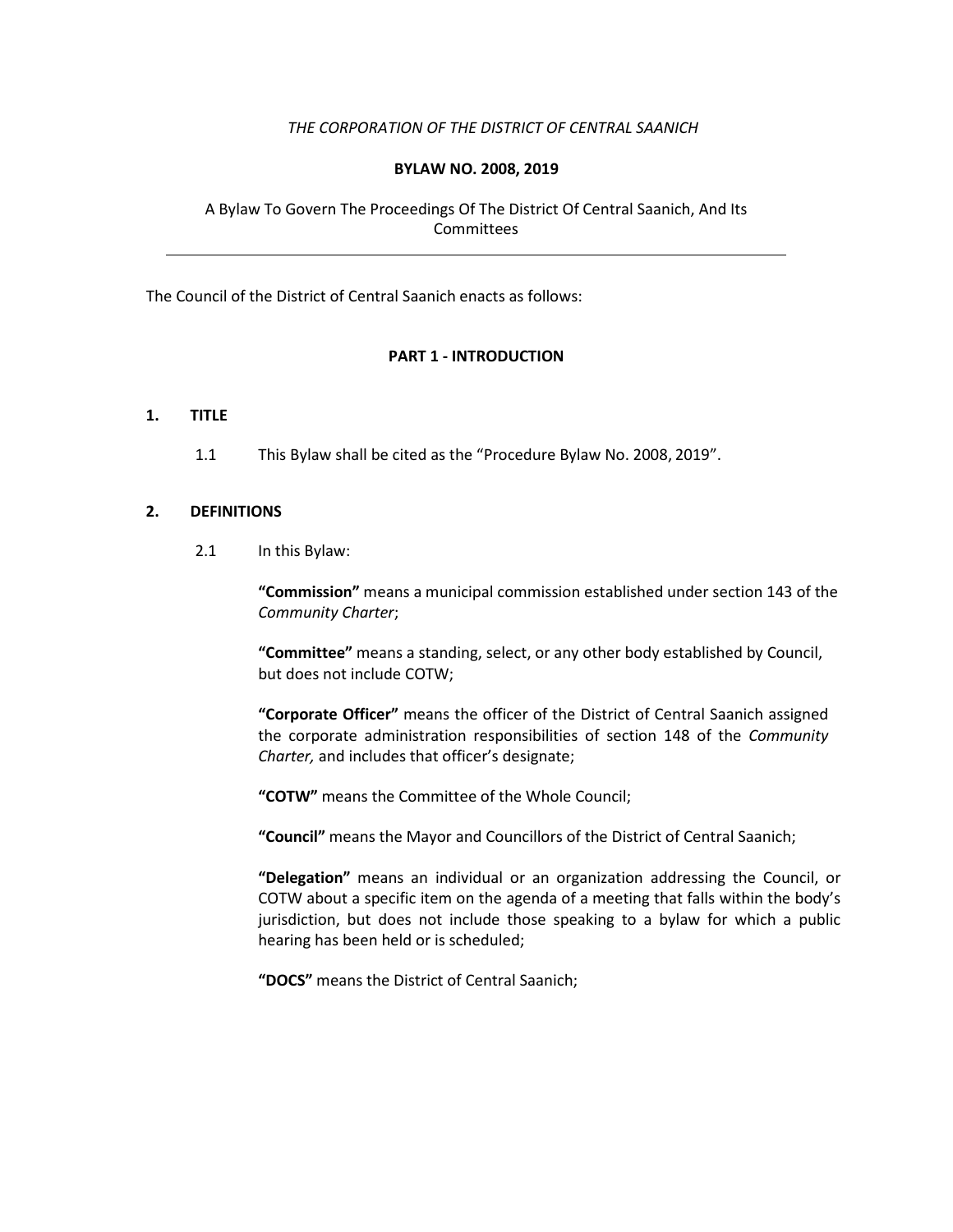*THE CORPORATION OF THE DISTRICT OF CENTRAL SAANICH*

**BYLAW NO. 2008, 2019**

A Bylaw To Govern The Proceedings Of The District Of Central Saanich, And Its Committees

---

The Council of the District of Central Saanich enacts as follows:

## PART 1 - INTRODUCTION

### 1. TITLE

1.1 This Bylaw shall be cited as the "Procedure Bylaw No. 2008, 2019".

### 2. DEFINITIONS

2.1 In this Bylaw:

**"Commission"** means a municipal commission established under section 143 of the *Community Charter*;

**"Committee"** means a standing, select, or any other body established by Council, but does not include COTW;

**"Corporate Officer"** means the officer of the District of Central Saanich assigned the corporate administration responsibilities of section 148 of the *Community Charter,* and includes that officer's designate;

**"COTW"** means the Committee of the Whole Council;

**"Council"** means the Mayor and Councillors of the District of Central Saanich;

**"Delegation"** means an individual or an organization addressing the Council, or COTW about a specific item on the agenda of a meeting that falls within the body's jurisdiction, but does not include those speaking to a bylaw for which a public hearing has been held or is scheduled;

**"DOCS"** means the District of Central Saanich;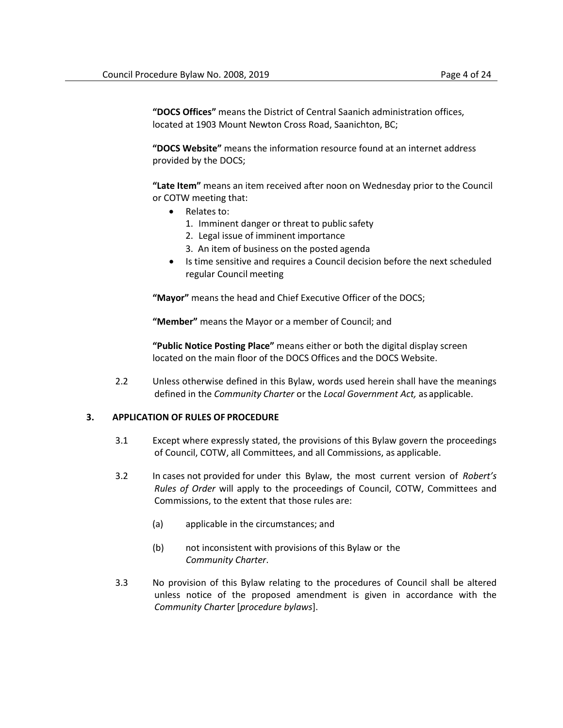**“DOCS Offices”** means the District of Central Saanich administration offices, located at 1903 Mount Newton Cross Road, Saanichton, BC;

**“DOCS Website”** means the information resource found at an internet address provided by the DOCS;

**“Late Item”** means an item received after noon on Wednesday prior to the Council or COTW meeting that:

- Relates to:
  1. Imminent danger or threat to public safety
  2. Legal issue of imminent importance
  3. An item of business on the posted agenda
- Is time sensitive and requires a Council decision before the next scheduled regular Council meeting

**“Mayor”** means the head and Chief Executive Officer of the DOCS;

**“Member”** means the Mayor or a member of Council; and

**“Public Notice Posting Place”** means either or both the digital display screen located on the main floor of the DOCS Offices and the DOCS Website.

2.2 Unless otherwise defined in this Bylaw, words used herein shall have the meanings defined in the *Community Charter* or the *Local Government Act,* as applicable.

## 3. APPLICATION OF RULES OF PROCEDURE

3.1 Except where expressly stated, the provisions of this Bylaw govern the proceedings of Council, COTW, all Committees, and all Commissions, as applicable.

3.2 In cases not provided for under this Bylaw, the most current version of *Robert’s Rules of Order* will apply to the proceedings of Council, COTW, Committees and Commissions, to the extent that those rules are:

(a) applicable in the circumstances; and

(b) not inconsistent with provisions of this Bylaw or the *Community Charter*.

3.3 No provision of this Bylaw relating to the procedures of Council shall be altered unless notice of the proposed amendment is given in accordance with the *Community Charter* [*procedure bylaws*].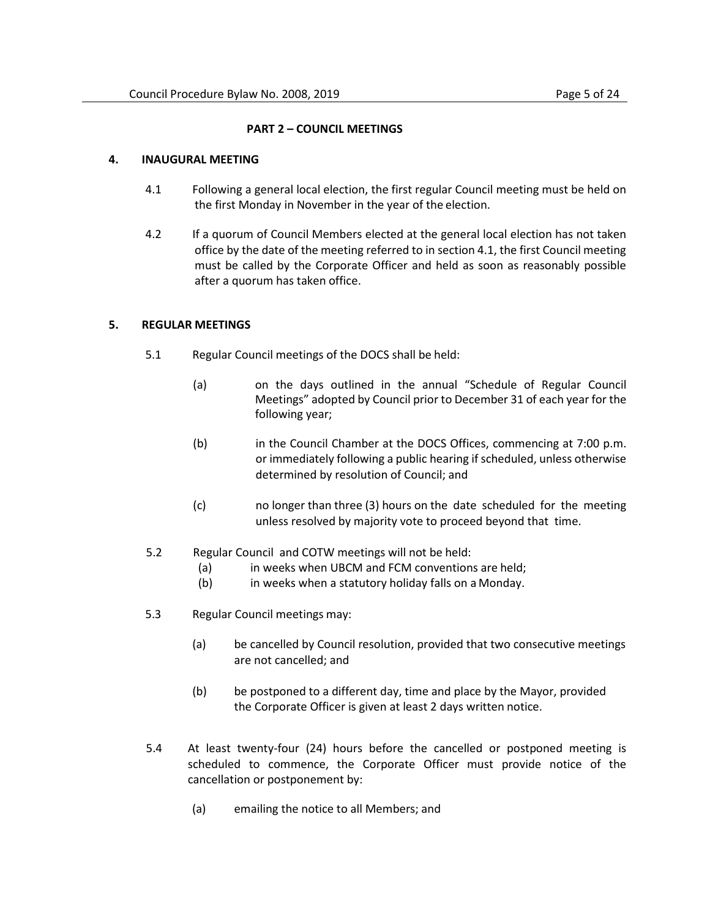## PART 2 – COUNCIL MEETINGS

### 4. INAUGURAL MEETING

4.1 Following a general local election, the first regular Council meeting must be held on the first Monday in November in the year of the election.

4.2 If a quorum of Council Members elected at the general local election has not taken office by the date of the meeting referred to in section 4.1, the first Council meeting must be called by the Corporate Officer and held as soon as reasonably possible after a quorum has taken office.

### 5. REGULAR MEETINGS

5.1 Regular Council meetings of the DOCS shall be held:

(a) on the days outlined in the annual "Schedule of Regular Council Meetings" adopted by Council prior to December 31 of each year for the following year;

(b) in the Council Chamber at the DOCS Offices, commencing at 7:00 p.m. or immediately following a public hearing if scheduled, unless otherwise determined by resolution of Council; and

(c) no longer than three (3) hours on the date scheduled for the meeting unless resolved by majority vote to proceed beyond that time.

5.2 Regular Council and COTW meetings will not be held:

(a) in weeks when UBCM and FCM conventions are held;

(b) in weeks when a statutory holiday falls on a Monday.

5.3 Regular Council meetings may:

(a) be cancelled by Council resolution, provided that two consecutive meetings are not cancelled; and

(b) be postponed to a different day, time and place by the Mayor, provided the Corporate Officer is given at least 2 days written notice.

5.4 At least twenty-four (24) hours before the cancelled or postponed meeting is scheduled to commence, the Corporate Officer must provide notice of the cancellation or postponement by:

(a) emailing the notice to all Members; and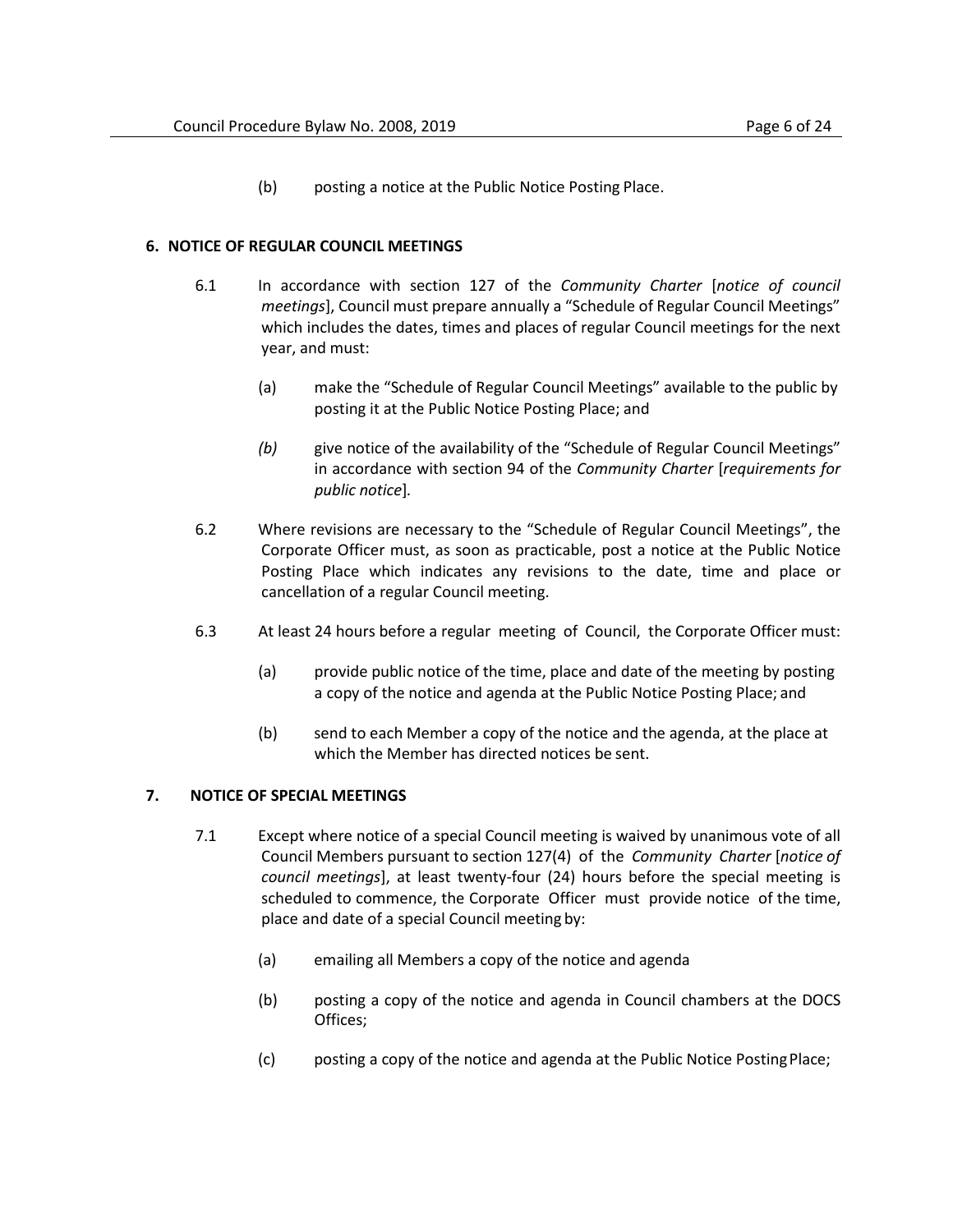(b) posting a notice at the Public Notice Posting Place.

## 6. NOTICE OF REGULAR COUNCIL MEETINGS

6.1 In accordance with section 127 of the *Community Charter* [*notice of council meetings*], Council must prepare annually a "Schedule of Regular Council Meetings" which includes the dates, times and places of regular Council meetings for the next year, and must:

(a) make the "Schedule of Regular Council Meetings" available to the public by posting it at the Public Notice Posting Place; and

*(b)* give notice of the availability of the "Schedule of Regular Council Meetings" in accordance with section 94 of the *Community Charter* [*requirements for public notice*].

6.2 Where revisions are necessary to the "Schedule of Regular Council Meetings", the Corporate Officer must, as soon as practicable, post a notice at the Public Notice Posting Place which indicates any revisions to the date, time and place or cancellation of a regular Council meeting.

6.3 At least 24 hours before a regular meeting of Council, the Corporate Officer must:

(a) provide public notice of the time, place and date of the meeting by posting a copy of the notice and agenda at the Public Notice Posting Place; and

(b) send to each Member a copy of the notice and the agenda, at the place at which the Member has directed notices be sent.

## 7. NOTICE OF SPECIAL MEETINGS

7.1 Except where notice of a special Council meeting is waived by unanimous vote of all Council Members pursuant to section 127(4) of the *Community Charter* [*notice of council meetings*], at least twenty-four (24) hours before the special meeting is scheduled to commence, the Corporate Officer must provide notice of the time, place and date of a special Council meeting by:

(a) emailing all Members a copy of the notice and agenda

(b) posting a copy of the notice and agenda in Council chambers at the DOCS Offices;

(c) posting a copy of the notice and agenda at the Public Notice Posting Place;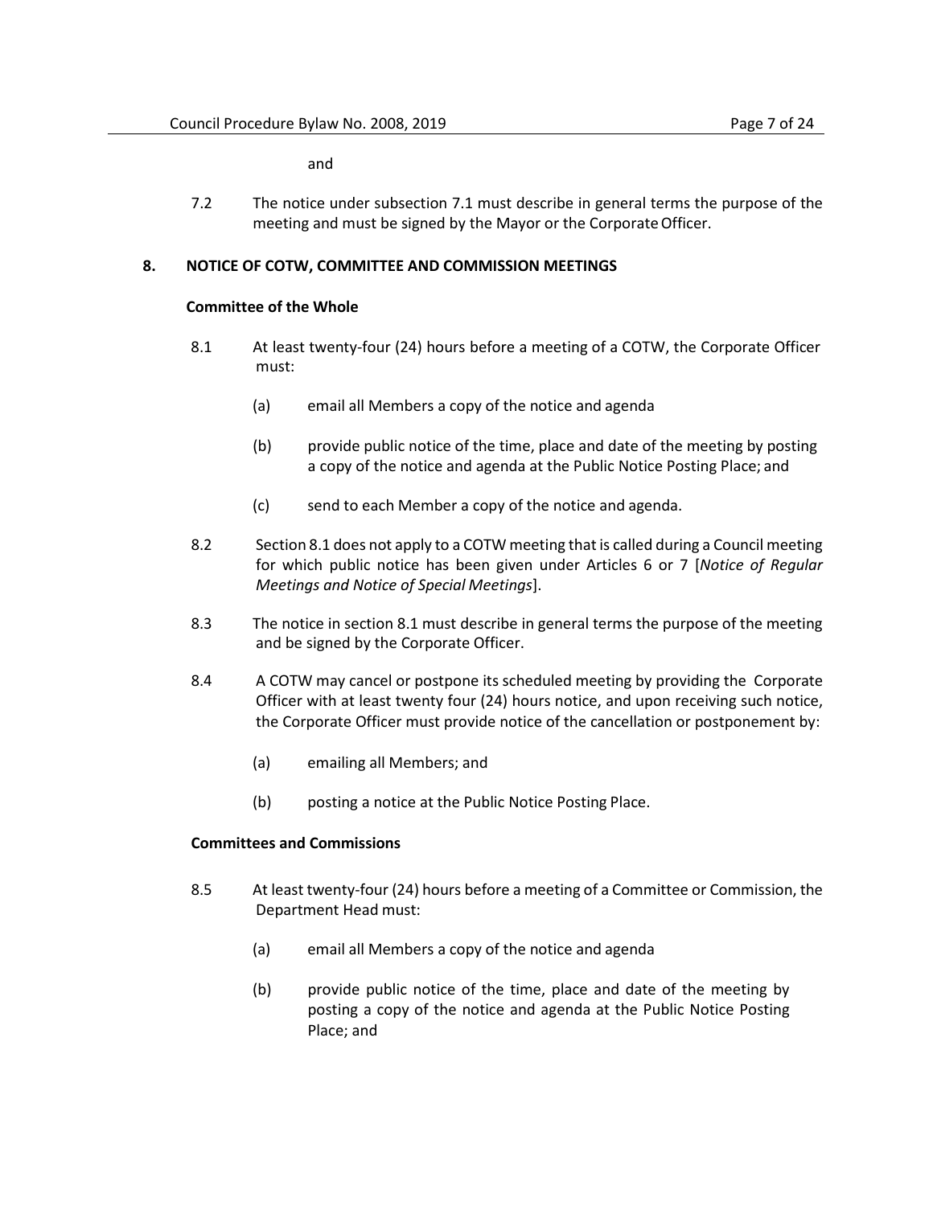and

7.2 The notice under subsection 7.1 must describe in general terms the purpose of the meeting and must be signed by the Mayor or the Corporate Officer.

## 8. NOTICE OF COTW, COMMITTEE AND COMMISSION MEETINGS

### Committee of the Whole

8.1 At least twenty-four (24) hours before a meeting of a COTW, the Corporate Officer must:

(a) email all Members a copy of the notice and agenda

(b) provide public notice of the time, place and date of the meeting by posting a copy of the notice and agenda at the Public Notice Posting Place; and

(c) send to each Member a copy of the notice and agenda.

8.2 Section 8.1 does not apply to a COTW meeting that is called during a Council meeting for which public notice has been given under Articles 6 or 7 [*Notice of Regular Meetings and Notice of Special Meetings*].

8.3 The notice in section 8.1 must describe in general terms the purpose of the meeting and be signed by the Corporate Officer.

8.4 A COTW may cancel or postpone its scheduled meeting by providing the Corporate Officer with at least twenty four (24) hours notice, and upon receiving such notice, the Corporate Officer must provide notice of the cancellation or postponement by:

(a) emailing all Members; and

(b) posting a notice at the Public Notice Posting Place.

### Committees and Commissions

8.5 At least twenty-four (24) hours before a meeting of a Committee or Commission, the Department Head must:

(a) email all Members a copy of the notice and agenda

(b) provide public notice of the time, place and date of the meeting by posting a copy of the notice and agenda at the Public Notice Posting Place; and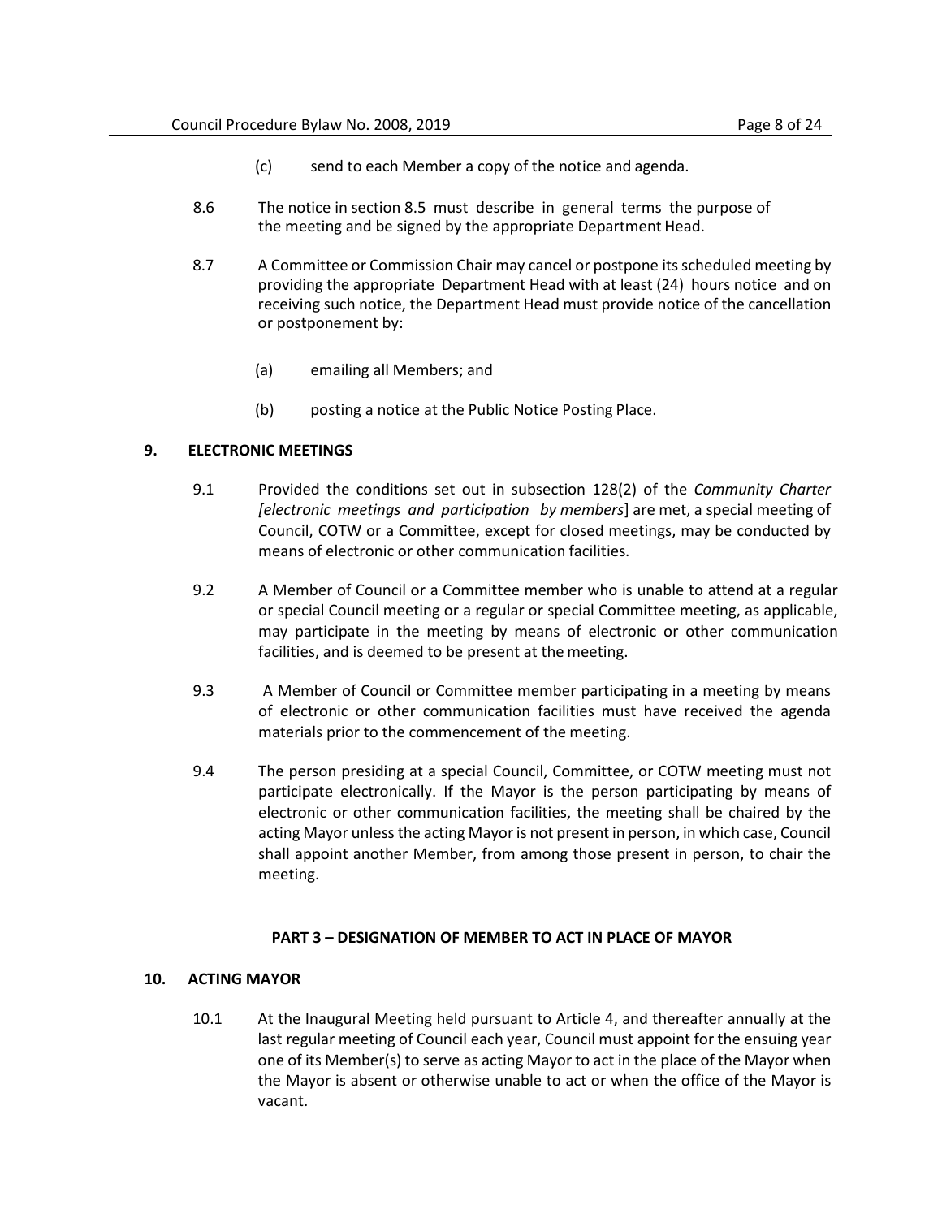(c) send to each Member a copy of the notice and agenda.

8.6 The notice in section 8.5 must describe in general terms the purpose of the meeting and be signed by the appropriate Department Head.

8.7 A Committee or Commission Chair may cancel or postpone its scheduled meeting by providing the appropriate Department Head with at least (24) hours notice and on receiving such notice, the Department Head must provide notice of the cancellation or postponement by:

(a) emailing all Members; and

(b) posting a notice at the Public Notice Posting Place.

## 9. ELECTRONIC MEETINGS

9.1 Provided the conditions set out in subsection 128(2) of the *Community Charter [electronic meetings and participation by members*] are met, a special meeting of Council, COTW or a Committee, except for closed meetings, may be conducted by means of electronic or other communication facilities.

9.2 A Member of Council or a Committee member who is unable to attend at a regular or special Council meeting or a regular or special Committee meeting, as applicable, may participate in the meeting by means of electronic or other communication facilities, and is deemed to be present at the meeting.

9.3 A Member of Council or Committee member participating in a meeting by means of electronic or other communication facilities must have received the agenda materials prior to the commencement of the meeting.

9.4 The person presiding at a special Council, Committee, or COTW meeting must not participate electronically. If the Mayor is the person participating by means of electronic or other communication facilities, the meeting shall be chaired by the acting Mayor unless the acting Mayor is not present in person, in which case, Council shall appoint another Member, from among those present in person, to chair the meeting.

## PART 3 – DESIGNATION OF MEMBER TO ACT IN PLACE OF MAYOR

## 10. ACTING MAYOR

10.1 At the Inaugural Meeting held pursuant to Article 4, and thereafter annually at the last regular meeting of Council each year, Council must appoint for the ensuing year one of its Member(s) to serve as acting Mayor to act in the place of the Mayor when the Mayor is absent or otherwise unable to act or when the office of the Mayor is vacant.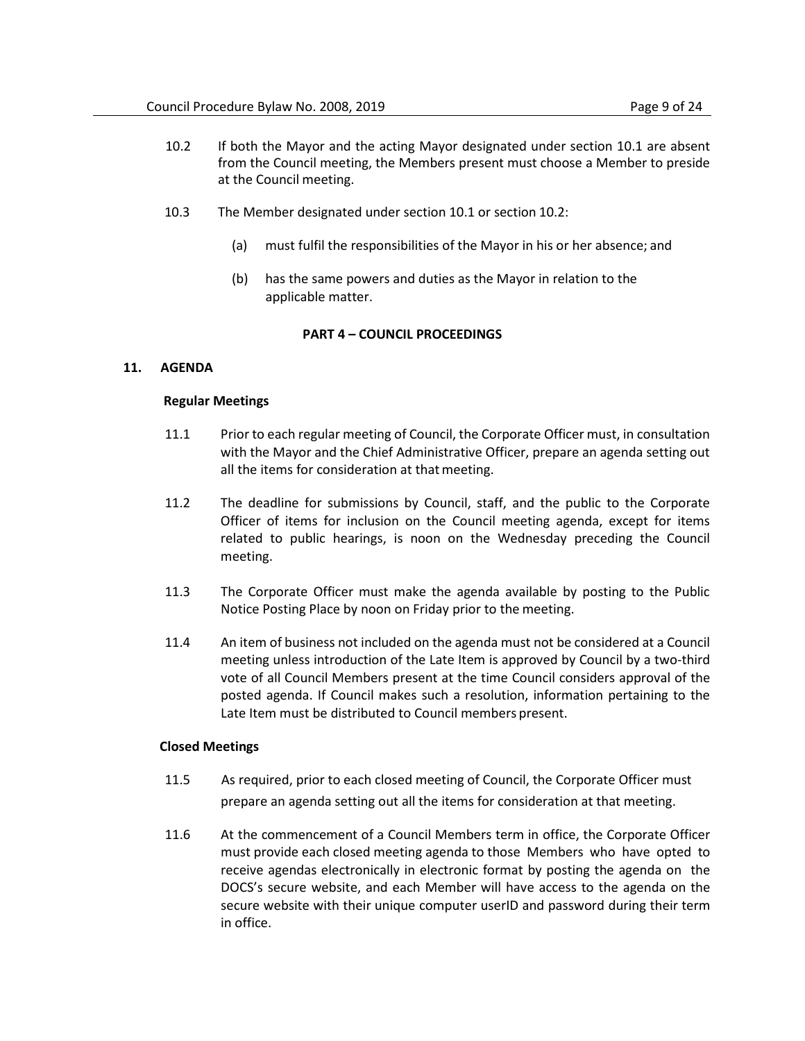10.2 If both the Mayor and the acting Mayor designated under section 10.1 are absent from the Council meeting, the Members present must choose a Member to preside at the Council meeting.

10.3 The Member designated under section 10.1 or section 10.2:

(a) must fulfil the responsibilities of the Mayor in his or her absence; and

(b) has the same powers and duties as the Mayor in relation to the applicable matter.

## PART 4 – COUNCIL PROCEEDINGS

### 11. AGENDA

**Regular Meetings**

11.1 Prior to each regular meeting of Council, the Corporate Officer must, in consultation with the Mayor and the Chief Administrative Officer, prepare an agenda setting out all the items for consideration at that meeting.

11.2 The deadline for submissions by Council, staff, and the public to the Corporate Officer of items for inclusion on the Council meeting agenda, except for items related to public hearings, is noon on the Wednesday preceding the Council meeting.

11.3 The Corporate Officer must make the agenda available by posting to the Public Notice Posting Place by noon on Friday prior to the meeting.

11.4 An item of business not included on the agenda must not be considered at a Council meeting unless introduction of the Late Item is approved by Council by a two-third vote of all Council Members present at the time Council considers approval of the posted agenda. If Council makes such a resolution, information pertaining to the Late Item must be distributed to Council members present.

**Closed Meetings**

11.5 As required, prior to each closed meeting of Council, the Corporate Officer must prepare an agenda setting out all the items for consideration at that meeting.

11.6 At the commencement of a Council Members term in office, the Corporate Officer must provide each closed meeting agenda to those Members who have opted to receive agendas electronically in electronic format by posting the agenda on the DOCS's secure website, and each Member will have access to the agenda on the secure website with their unique computer userID and password during their term in office.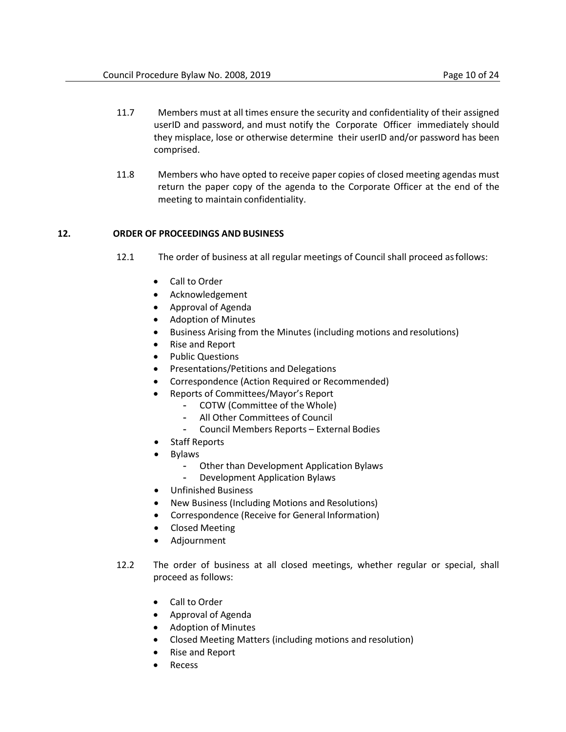11.7 Members must at all times ensure the security and confidentiality of their assigned userID and password, and must notify the Corporate Officer immediately should they misplace, lose or otherwise determine their userID and/or password has been comprised.

11.8 Members who have opted to receive paper copies of closed meeting agendas must return the paper copy of the agenda to the Corporate Officer at the end of the meeting to maintain confidentiality.

## 12. ORDER OF PROCEEDINGS AND BUSINESS

12.1 The order of business at all regular meetings of Council shall proceed as follows:

- Call to Order
- Acknowledgement
- Approval of Agenda
- Adoption of Minutes
- Business Arising from the Minutes (including motions and resolutions)
- Rise and Report
- Public Questions
- Presentations/Petitions and Delegations
- Correspondence (Action Required or Recommended)
- Reports of Committees/Mayor's Report
  - COTW (Committee of the Whole)
  - All Other Committees of Council
  - Council Members Reports – External Bodies
- Staff Reports
- Bylaws
  - Other than Development Application Bylaws
  - Development Application Bylaws
- Unfinished Business
- New Business (Including Motions and Resolutions)
- Correspondence (Receive for General Information)
- Closed Meeting
- Adjournment

12.2 The order of business at all closed meetings, whether regular or special, shall proceed as follows:

- Call to Order
- Approval of Agenda
- Adoption of Minutes
- Closed Meeting Matters (including motions and resolution)
- Rise and Report
- Recess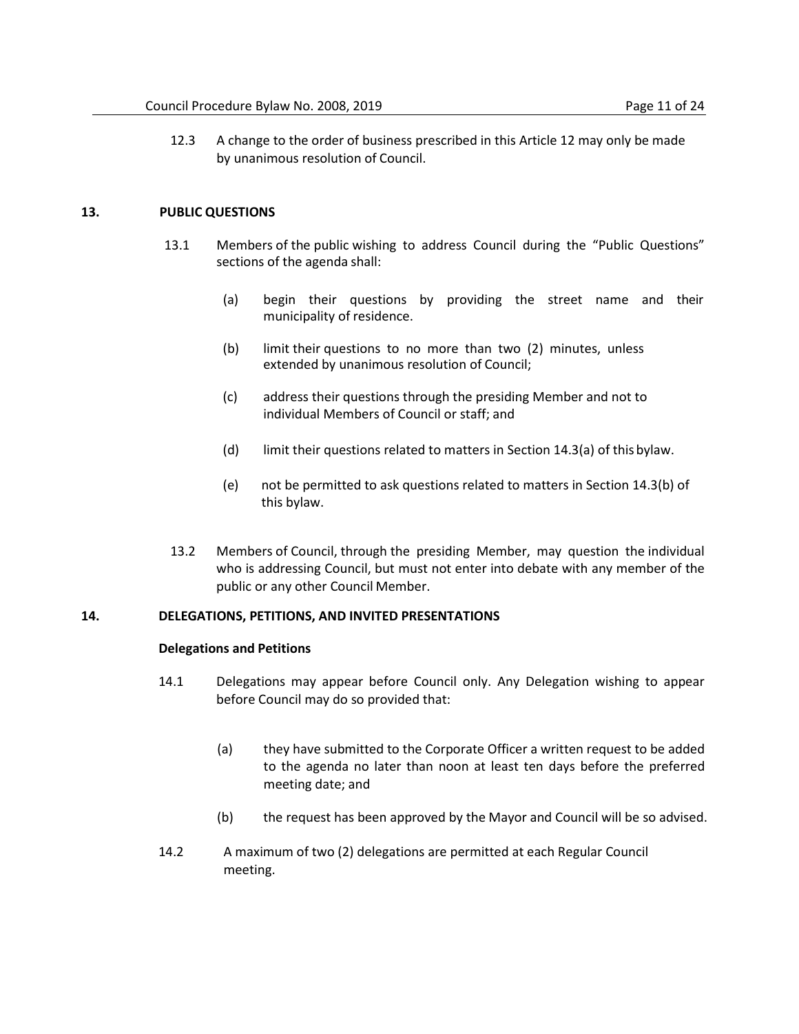12.3 A change to the order of business prescribed in this Article 12 may only be made by unanimous resolution of Council.

## 13. PUBLIC QUESTIONS

13.1 Members of the public wishing to address Council during the "Public Questions" sections of the agenda shall:

(a) begin their questions by providing the street name and their municipality of residence.

(b) limit their questions to no more than two (2) minutes, unless extended by unanimous resolution of Council;

(c) address their questions through the presiding Member and not to individual Members of Council or staff; and

(d) limit their questions related to matters in Section 14.3(a) of this bylaw.

(e) not be permitted to ask questions related to matters in Section 14.3(b) of this bylaw.

13.2 Members of Council, through the presiding Member, may question the individual who is addressing Council, but must not enter into debate with any member of the public or any other Council Member.

## 14. DELEGATIONS, PETITIONS, AND INVITED PRESENTATIONS

**Delegations and Petitions**

14.1 Delegations may appear before Council only. Any Delegation wishing to appear before Council may do so provided that:

(a) they have submitted to the Corporate Officer a written request to be added to the agenda no later than noon at least ten days before the preferred meeting date; and

(b) the request has been approved by the Mayor and Council will be so advised.

14.2 A maximum of two (2) delegations are permitted at each Regular Council meeting.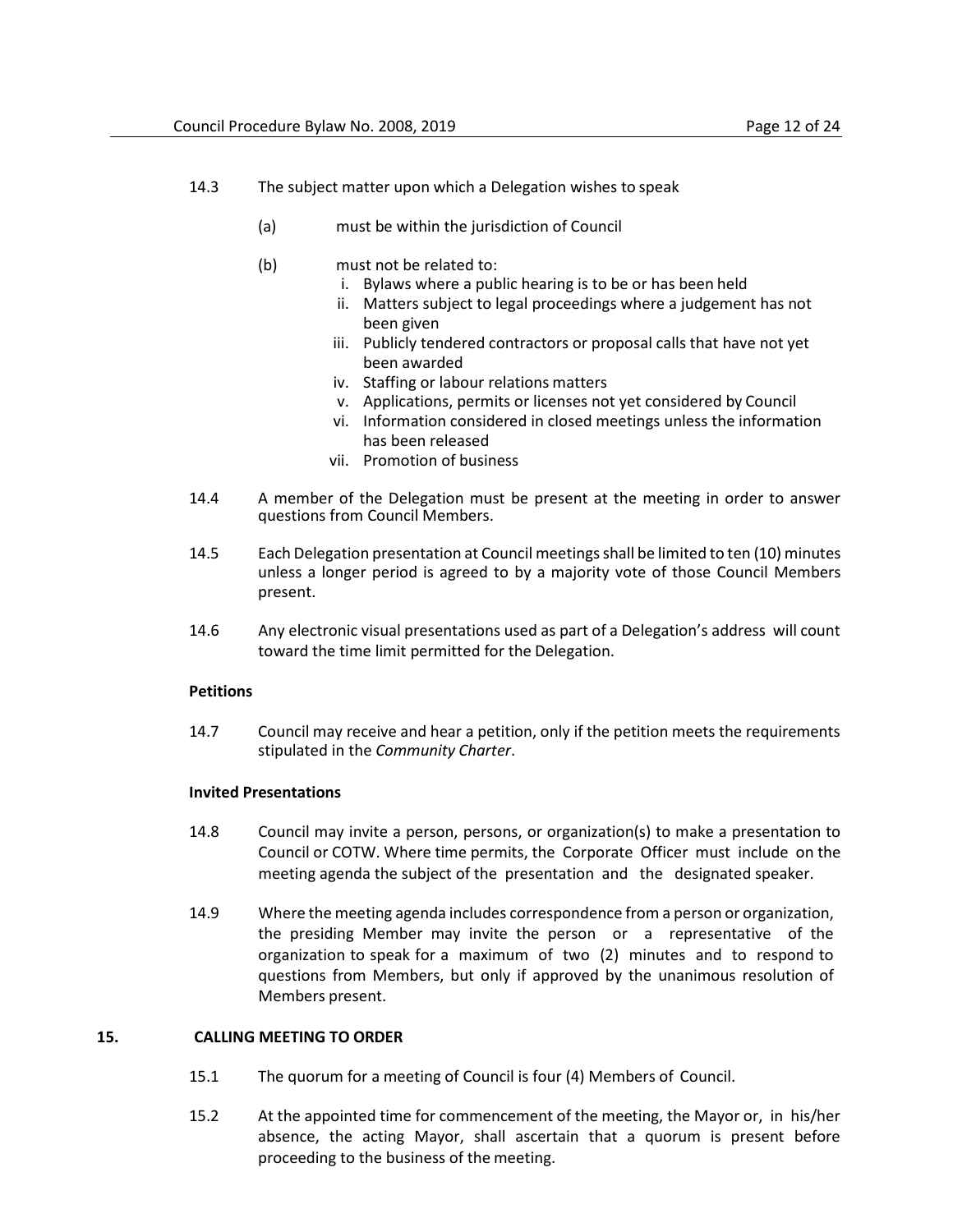14.3 The subject matter upon which a Delegation wishes to speak

(a) must be within the jurisdiction of Council

(b) must not be related to:
  i. Bylaws where a public hearing is to be or has been held
  ii. Matters subject to legal proceedings where a judgement has not been given
  iii. Publicly tendered contractors or proposal calls that have not yet been awarded
  iv. Staffing or labour relations matters
  v. Applications, permits or licenses not yet considered by Council
  vi. Information considered in closed meetings unless the information has been released
  vii. Promotion of business

14.4 A member of the Delegation must be present at the meeting in order to answer questions from Council Members.

14.5 Each Delegation presentation at Council meetings shall be limited to ten (10) minutes unless a longer period is agreed to by a majority vote of those Council Members present.

14.6 Any electronic visual presentations used as part of a Delegation's address will count toward the time limit permitted for the Delegation.

**Petitions**

14.7 Council may receive and hear a petition, only if the petition meets the requirements stipulated in the *Community Charter*.

**Invited Presentations**

14.8 Council may invite a person, persons, or organization(s) to make a presentation to Council or COTW. Where time permits, the Corporate Officer must include on the meeting agenda the subject of the presentation and the designated speaker.

14.9 Where the meeting agenda includes correspondence from a person or organization, the presiding Member may invite the person or a representative of the organization to speak for a maximum of two (2) minutes and to respond to questions from Members, but only if approved by the unanimous resolution of Members present.

## 15. CALLING MEETING TO ORDER

15.1 The quorum for a meeting of Council is four (4) Members of Council.

15.2 At the appointed time for commencement of the meeting, the Mayor or, in his/her absence, the acting Mayor, shall ascertain that a quorum is present before proceeding to the business of the meeting.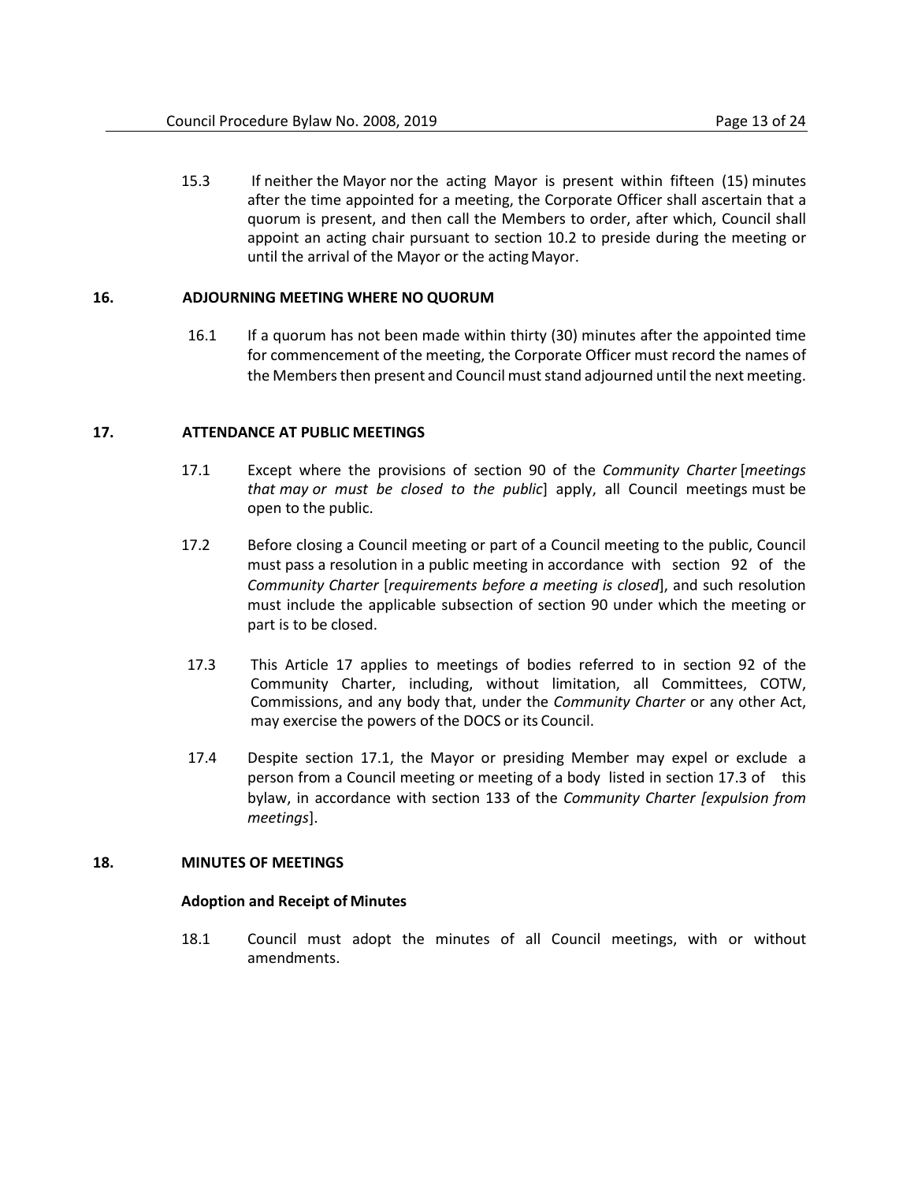15.3 If neither the Mayor nor the acting Mayor is present within fifteen (15) minutes after the time appointed for a meeting, the Corporate Officer shall ascertain that a quorum is present, and then call the Members to order, after which, Council shall appoint an acting chair pursuant to section 10.2 to preside during the meeting or until the arrival of the Mayor or the acting Mayor.

## 16. ADJOURNING MEETING WHERE NO QUORUM

16.1 If a quorum has not been made within thirty (30) minutes after the appointed time for commencement of the meeting, the Corporate Officer must record the names of the Members then present and Council must stand adjourned until the next meeting.

## 17. ATTENDANCE AT PUBLIC MEETINGS

17.1 Except where the provisions of section 90 of the *Community Charter* [*meetings that may or must be closed to the public*] apply, all Council meetings must be open to the public.

17.2 Before closing a Council meeting or part of a Council meeting to the public, Council must pass a resolution in a public meeting in accordance with section 92 of the *Community Charter* [*requirements before a meeting is closed*], and such resolution must include the applicable subsection of section 90 under which the meeting or part is to be closed.

17.3 This Article 17 applies to meetings of bodies referred to in section 92 of the Community Charter, including, without limitation, all Committees, COTW, Commissions, and any body that, under the *Community Charter* or any other Act, may exercise the powers of the DOCS or its Council.

17.4 Despite section 17.1, the Mayor or presiding Member may expel or exclude a person from a Council meeting or meeting of a body listed in section 17.3 of this bylaw, in accordance with section 133 of the *Community Charter [expulsion from meetings*].

## 18. MINUTES OF MEETINGS

**Adoption and Receipt of Minutes**

18.1 Council must adopt the minutes of all Council meetings, with or without amendments.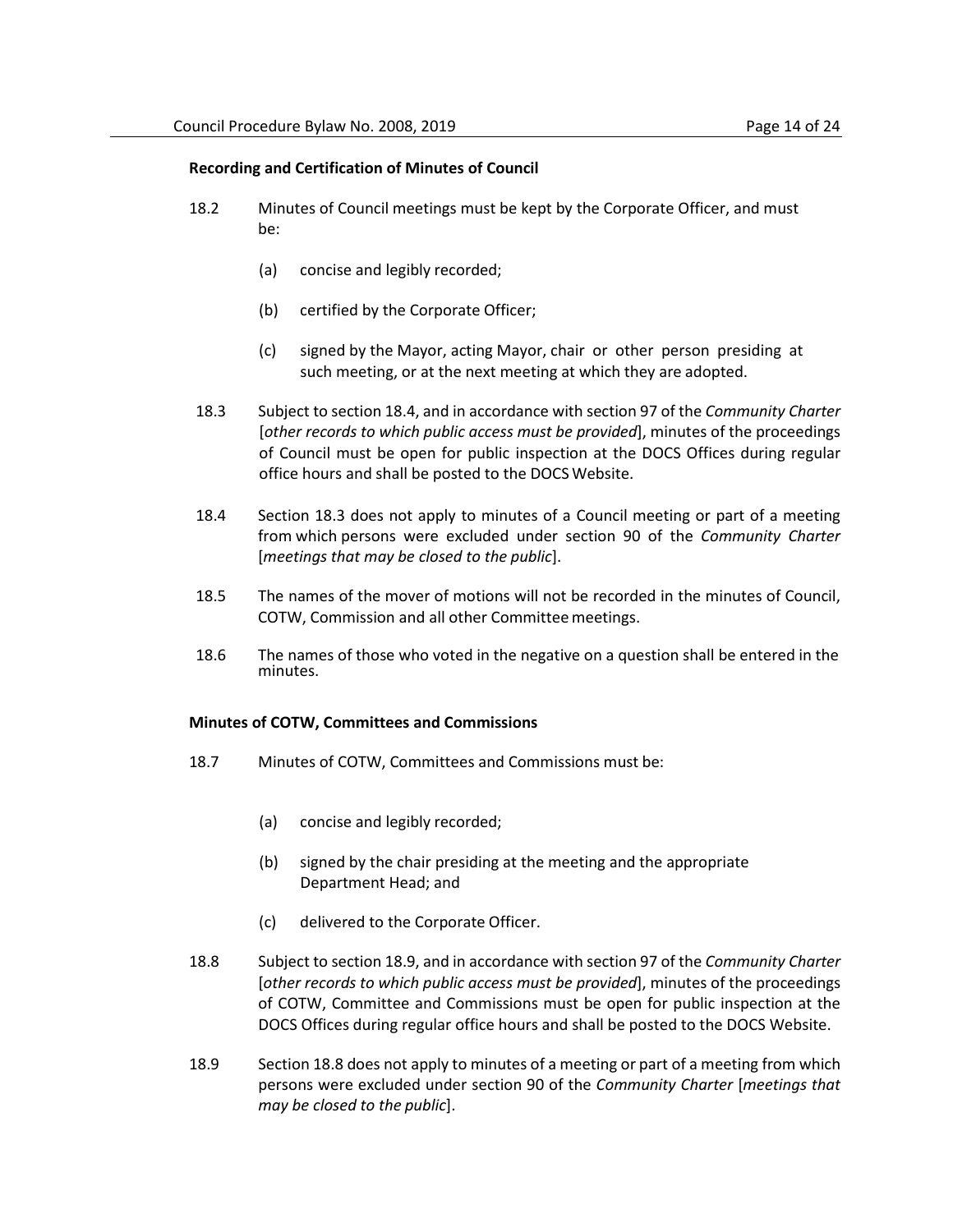**Recording and Certification of Minutes of Council**

18.2 Minutes of Council meetings must be kept by the Corporate Officer, and must be:

- (a) concise and legibly recorded;
- (b) certified by the Corporate Officer;
- (c) signed by the Mayor, acting Mayor, chair or other person presiding at such meeting, or at the next meeting at which they are adopted.

18.3 Subject to section 18.4, and in accordance with section 97 of the *Community Charter* [*other records to which public access must be provided*], minutes of the proceedings of Council must be open for public inspection at the DOCS Offices during regular office hours and shall be posted to the DOCS Website.

18.4 Section 18.3 does not apply to minutes of a Council meeting or part of a meeting from which persons were excluded under section 90 of the *Community Charter* [*meetings that may be closed to the public*].

18.5 The names of the mover of motions will not be recorded in the minutes of Council, COTW, Commission and all other Committee meetings.

18.6 The names of those who voted in the negative on a question shall be entered in the minutes.

**Minutes of COTW, Committees and Commissions**

18.7 Minutes of COTW, Committees and Commissions must be:

- (a) concise and legibly recorded;
- (b) signed by the chair presiding at the meeting and the appropriate Department Head; and
- (c) delivered to the Corporate Officer.

18.8 Subject to section 18.9, and in accordance with section 97 of the *Community Charter* [*other records to which public access must be provided*], minutes of the proceedings of COTW, Committee and Commissions must be open for public inspection at the DOCS Offices during regular office hours and shall be posted to the DOCS Website.

18.9 Section 18.8 does not apply to minutes of a meeting or part of a meeting from which persons were excluded under section 90 of the *Community Charter* [*meetings that may be closed to the public*].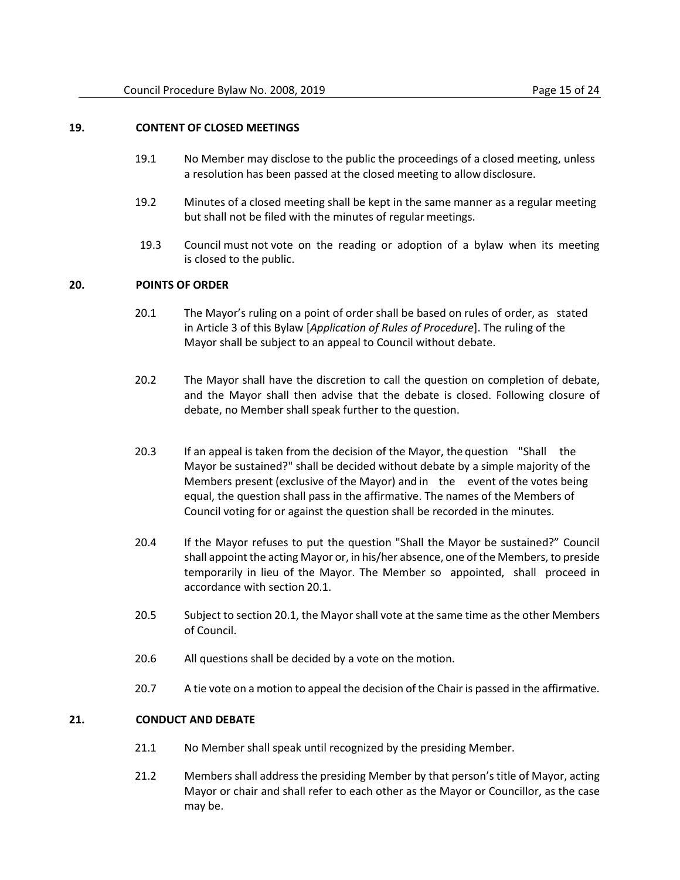## 19. CONTENT OF CLOSED MEETINGS

19.1 No Member may disclose to the public the proceedings of a closed meeting, unless a resolution has been passed at the closed meeting to allow disclosure.

19.2 Minutes of a closed meeting shall be kept in the same manner as a regular meeting but shall not be filed with the minutes of regular meetings.

19.3 Council must not vote on the reading or adoption of a bylaw when its meeting is closed to the public.

## 20. POINTS OF ORDER

20.1 The Mayor's ruling on a point of order shall be based on rules of order, as stated in Article 3 of this Bylaw [*Application of Rules of Procedure*]. The ruling of the Mayor shall be subject to an appeal to Council without debate.

20.2 The Mayor shall have the discretion to call the question on completion of debate, and the Mayor shall then advise that the debate is closed. Following closure of debate, no Member shall speak further to the question.

20.3 If an appeal is taken from the decision of the Mayor, the question "Shall the Mayor be sustained?" shall be decided without debate by a simple majority of the Members present (exclusive of the Mayor) and in the event of the votes being equal, the question shall pass in the affirmative. The names of the Members of Council voting for or against the question shall be recorded in the minutes.

20.4 If the Mayor refuses to put the question "Shall the Mayor be sustained?" Council shall appoint the acting Mayor or, in his/her absence, one of the Members, to preside temporarily in lieu of the Mayor. The Member so appointed, shall proceed in accordance with section 20.1.

20.5 Subject to section 20.1, the Mayor shall vote at the same time as the other Members of Council.

20.6 All questions shall be decided by a vote on the motion.

20.7 A tie vote on a motion to appeal the decision of the Chair is passed in the affirmative.

## 21. CONDUCT AND DEBATE

21.1 No Member shall speak until recognized by the presiding Member.

21.2 Members shall address the presiding Member by that person's title of Mayor, acting Mayor or chair and shall refer to each other as the Mayor or Councillor, as the case may be.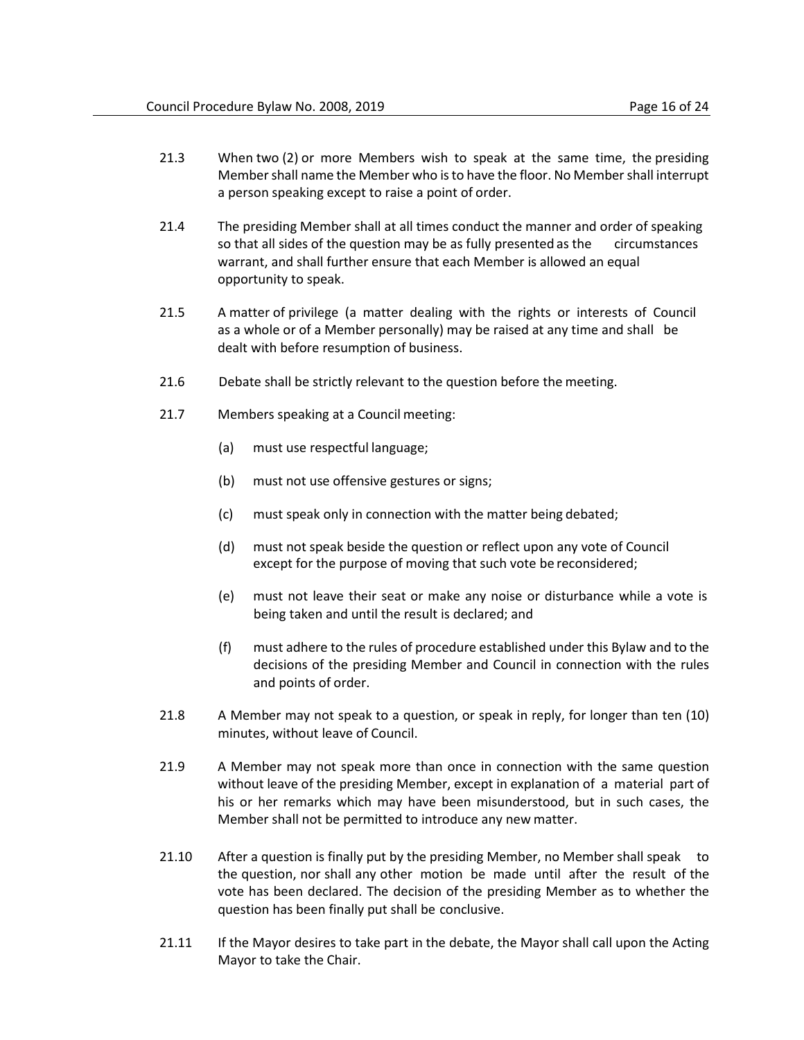21.3 When two (2) or more Members wish to speak at the same time, the presiding Member shall name the Member who is to have the floor. No Member shall interrupt a person speaking except to raise a point of order.

21.4 The presiding Member shall at all times conduct the manner and order of speaking so that all sides of the question may be as fully presented as the circumstances warrant, and shall further ensure that each Member is allowed an equal opportunity to speak.

21.5 A matter of privilege (a matter dealing with the rights or interests of Council as a whole or of a Member personally) may be raised at any time and shall be dealt with before resumption of business.

21.6 Debate shall be strictly relevant to the question before the meeting.

21.7 Members speaking at a Council meeting:

(a) must use respectful language;

(b) must not use offensive gestures or signs;

(c) must speak only in connection with the matter being debated;

(d) must not speak beside the question or reflect upon any vote of Council except for the purpose of moving that such vote be reconsidered;

(e) must not leave their seat or make any noise or disturbance while a vote is being taken and until the result is declared; and

(f) must adhere to the rules of procedure established under this Bylaw and to the decisions of the presiding Member and Council in connection with the rules and points of order.

21.8 A Member may not speak to a question, or speak in reply, for longer than ten (10) minutes, without leave of Council.

21.9 A Member may not speak more than once in connection with the same question without leave of the presiding Member, except in explanation of a material part of his or her remarks which may have been misunderstood, but in such cases, the Member shall not be permitted to introduce any new matter.

21.10 After a question is finally put by the presiding Member, no Member shall speak to the question, nor shall any other motion be made until after the result of the vote has been declared. The decision of the presiding Member as to whether the question has been finally put shall be conclusive.

21.11 If the Mayor desires to take part in the debate, the Mayor shall call upon the Acting Mayor to take the Chair.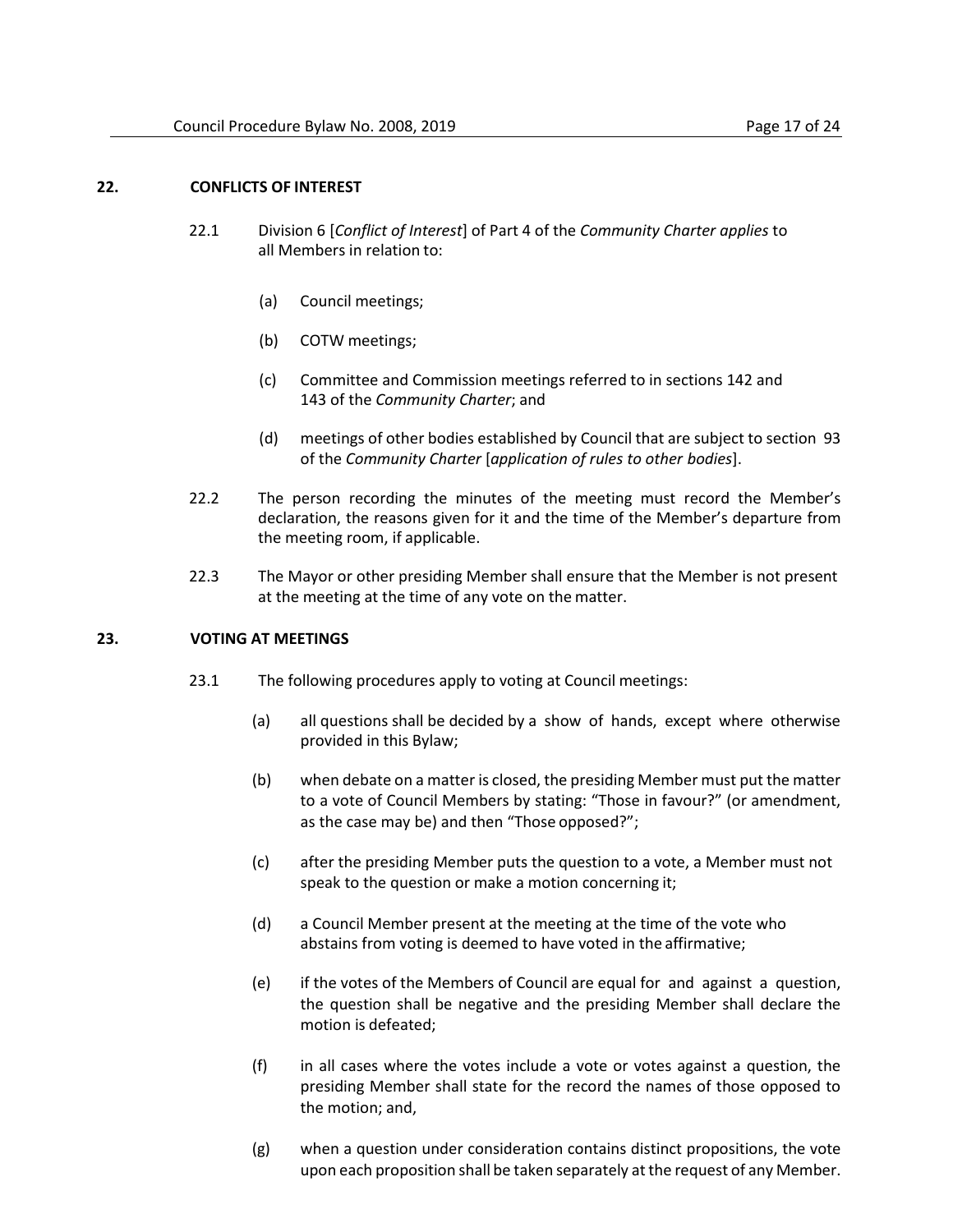## 22. CONFLICTS OF INTEREST

22.1 Division 6 [*Conflict of Interest*] of Part 4 of the *Community Charter applies* to all Members in relation to:

- (a) Council meetings;
- (b) COTW meetings;
- (c) Committee and Commission meetings referred to in sections 142 and 143 of the *Community Charter*; and
- (d) meetings of other bodies established by Council that are subject to section 93 of the *Community Charter* [*application of rules to other bodies*].

22.2 The person recording the minutes of the meeting must record the Member's declaration, the reasons given for it and the time of the Member's departure from the meeting room, if applicable.

22.3 The Mayor or other presiding Member shall ensure that the Member is not present at the meeting at the time of any vote on the matter.

## 23. VOTING AT MEETINGS

23.1 The following procedures apply to voting at Council meetings:

- (a) all questions shall be decided by a show of hands, except where otherwise provided in this Bylaw;
- (b) when debate on a matter is closed, the presiding Member must put the matter to a vote of Council Members by stating: "Those in favour?" (or amendment, as the case may be) and then "Those opposed?";
- (c) after the presiding Member puts the question to a vote, a Member must not speak to the question or make a motion concerning it;
- (d) a Council Member present at the meeting at the time of the vote who abstains from voting is deemed to have voted in the affirmative;
- (e) if the votes of the Members of Council are equal for and against a question, the question shall be negative and the presiding Member shall declare the motion is defeated;
- (f) in all cases where the votes include a vote or votes against a question, the presiding Member shall state for the record the names of those opposed to the motion; and,
- (g) when a question under consideration contains distinct propositions, the vote upon each proposition shall be taken separately at the request of any Member.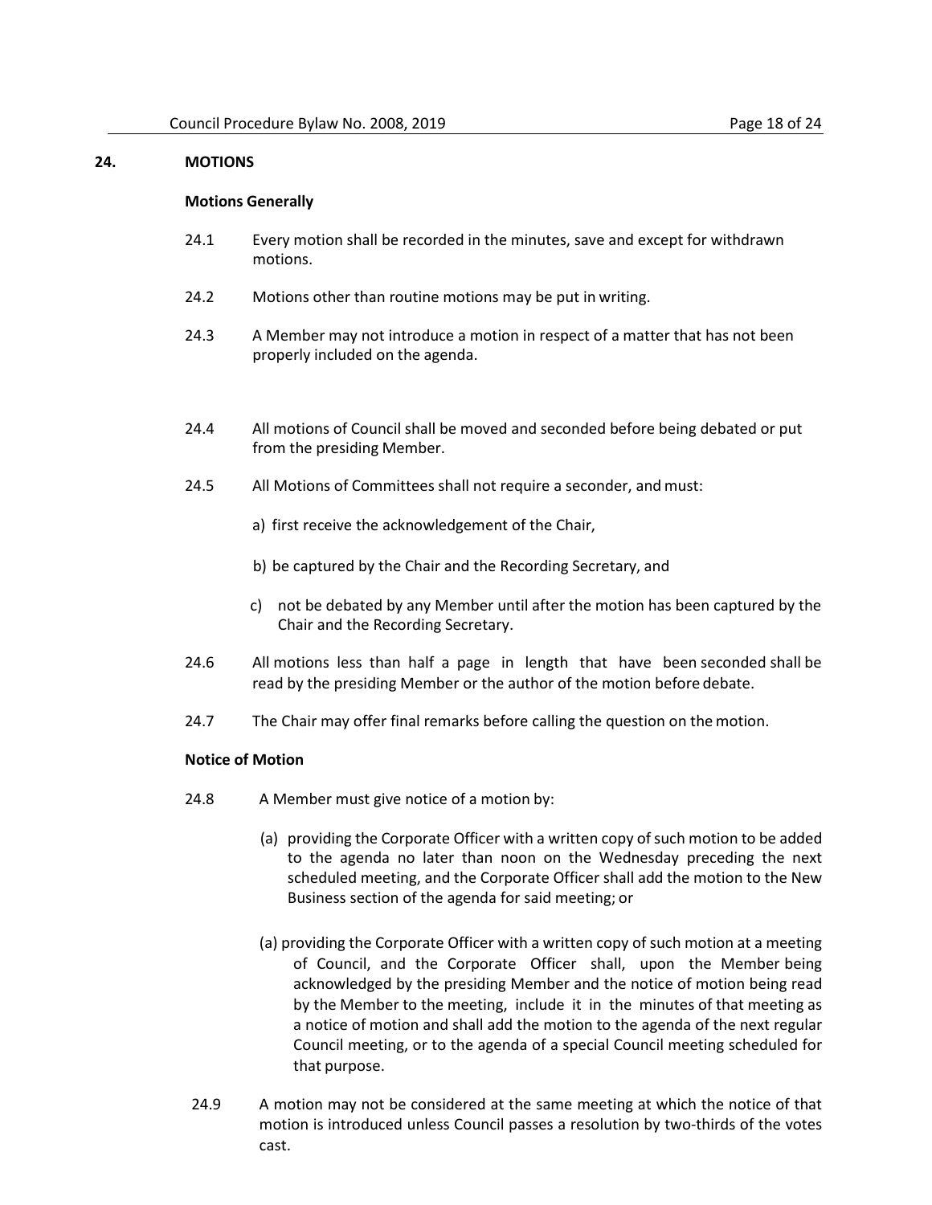## 24. MOTIONS

**Motions Generally**

24.1 Every motion shall be recorded in the minutes, save and except for withdrawn motions.

24.2 Motions other than routine motions may be put in writing.

24.3 A Member may not introduce a motion in respect of a matter that has not been properly included on the agenda.

24.4 All motions of Council shall be moved and seconded before being debated or put from the presiding Member.

24.5 All Motions of Committees shall not require a seconder, and must:

a) first receive the acknowledgement of the Chair,

b) be captured by the Chair and the Recording Secretary, and

c) not be debated by any Member until after the motion has been captured by the Chair and the Recording Secretary.

24.6 All motions less than half a page in length that have been seconded shall be read by the presiding Member or the author of the motion before debate.

24.7 The Chair may offer final remarks before calling the question on the motion.

**Notice of Motion**

24.8 A Member must give notice of a motion by:

(a) providing the Corporate Officer with a written copy of such motion to be added to the agenda no later than noon on the Wednesday preceding the next scheduled meeting, and the Corporate Officer shall add the motion to the New Business section of the agenda for said meeting; or

(a) providing the Corporate Officer with a written copy of such motion at a meeting of Council, and the Corporate Officer shall, upon the Member being acknowledged by the presiding Member and the notice of motion being read by the Member to the meeting, include it in the minutes of that meeting as a notice of motion and shall add the motion to the agenda of the next regular Council meeting, or to the agenda of a special Council meeting scheduled for that purpose.

24.9 A motion may not be considered at the same meeting at which the notice of that motion is introduced unless Council passes a resolution by two-thirds of the votes cast.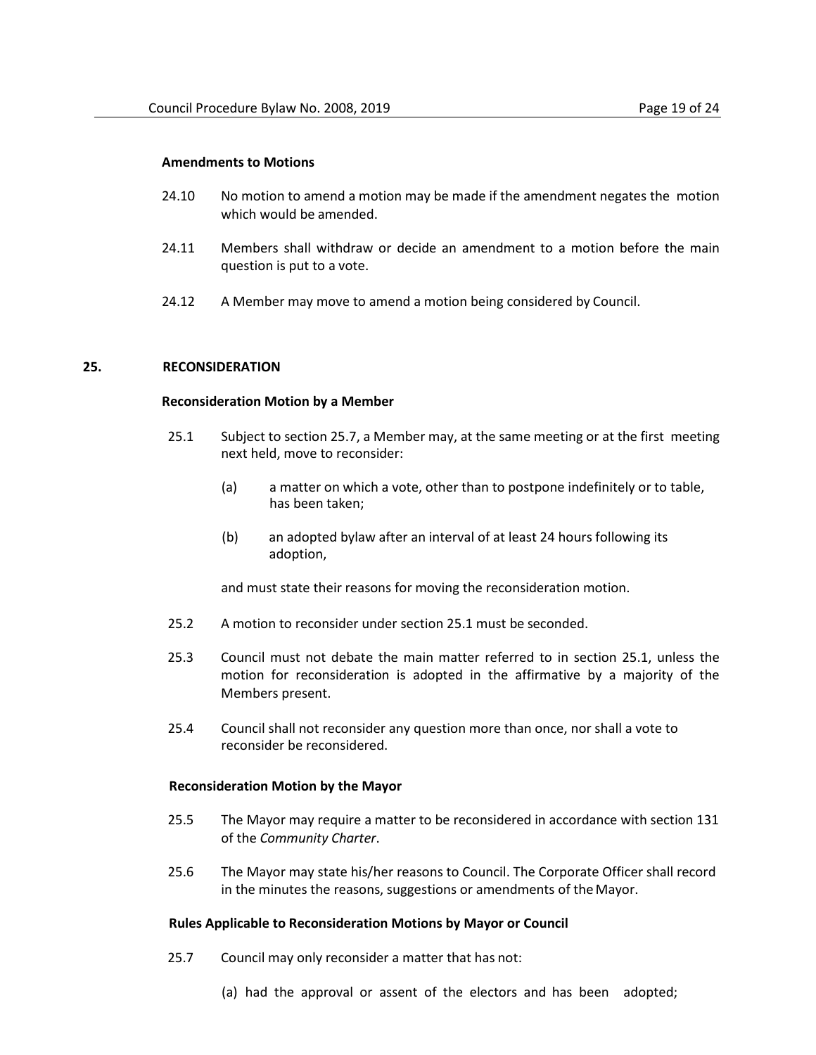### Amendments to Motions

24.10 No motion to amend a motion may be made if the amendment negates the motion which would be amended.

24.11 Members shall withdraw or decide an amendment to a motion before the main question is put to a vote.

24.12 A Member may move to amend a motion being considered by Council.

## 25. RECONSIDERATION

### Reconsideration Motion by a Member

25.1 Subject to section 25.7, a Member may, at the same meeting or at the first meeting next held, move to reconsider:

(a) a matter on which a vote, other than to postpone indefinitely or to table, has been taken;

(b) an adopted bylaw after an interval of at least 24 hours following its adoption,

and must state their reasons for moving the reconsideration motion.

25.2 A motion to reconsider under section 25.1 must be seconded.

25.3 Council must not debate the main matter referred to in section 25.1, unless the motion for reconsideration is adopted in the affirmative by a majority of the Members present.

25.4 Council shall not reconsider any question more than once, nor shall a vote to reconsider be reconsidered.

### Reconsideration Motion by the Mayor

25.5 The Mayor may require a matter to be reconsidered in accordance with section 131 of the *Community Charter*.

25.6 The Mayor may state his/her reasons to Council. The Corporate Officer shall record in the minutes the reasons, suggestions or amendments of the Mayor.

### Rules Applicable to Reconsideration Motions by Mayor or Council

25.7 Council may only reconsider a matter that has not:

(a) had the approval or assent of the electors and has been adopted;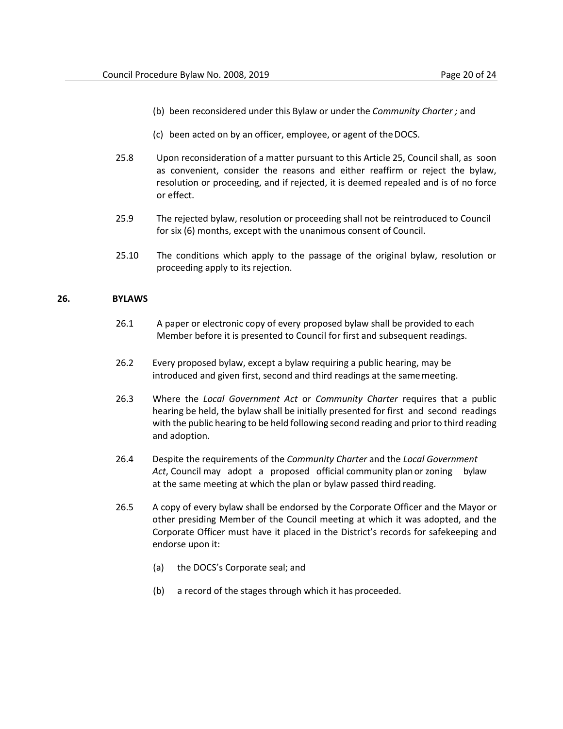(b) been reconsidered under this Bylaw or under the *Community Charter ;* and

(c) been acted on by an officer, employee, or agent of the DOCS.

25.8 Upon reconsideration of a matter pursuant to this Article 25, Council shall, as soon as convenient, consider the reasons and either reaffirm or reject the bylaw, resolution or proceeding, and if rejected, it is deemed repealed and is of no force or effect.

25.9 The rejected bylaw, resolution or proceeding shall not be reintroduced to Council for six (6) months, except with the unanimous consent of Council.

25.10 The conditions which apply to the passage of the original bylaw, resolution or proceeding apply to its rejection.

## 26. BYLAWS

26.1 A paper or electronic copy of every proposed bylaw shall be provided to each Member before it is presented to Council for first and subsequent readings.

26.2 Every proposed bylaw, except a bylaw requiring a public hearing, may be introduced and given first, second and third readings at the same meeting.

26.3 Where the *Local Government Act* or *Community Charter* requires that a public hearing be held, the bylaw shall be initially presented for first and second readings with the public hearing to be held following second reading and prior to third reading and adoption.

26.4 Despite the requirements of the *Community Charter* and the *Local Government Act*, Council may adopt a proposed official community plan or zoning bylaw at the same meeting at which the plan or bylaw passed third reading.

26.5 A copy of every bylaw shall be endorsed by the Corporate Officer and the Mayor or other presiding Member of the Council meeting at which it was adopted, and the Corporate Officer must have it placed in the District's records for safekeeping and endorse upon it:

(a) the DOCS's Corporate seal; and

(b) a record of the stages through which it has proceeded.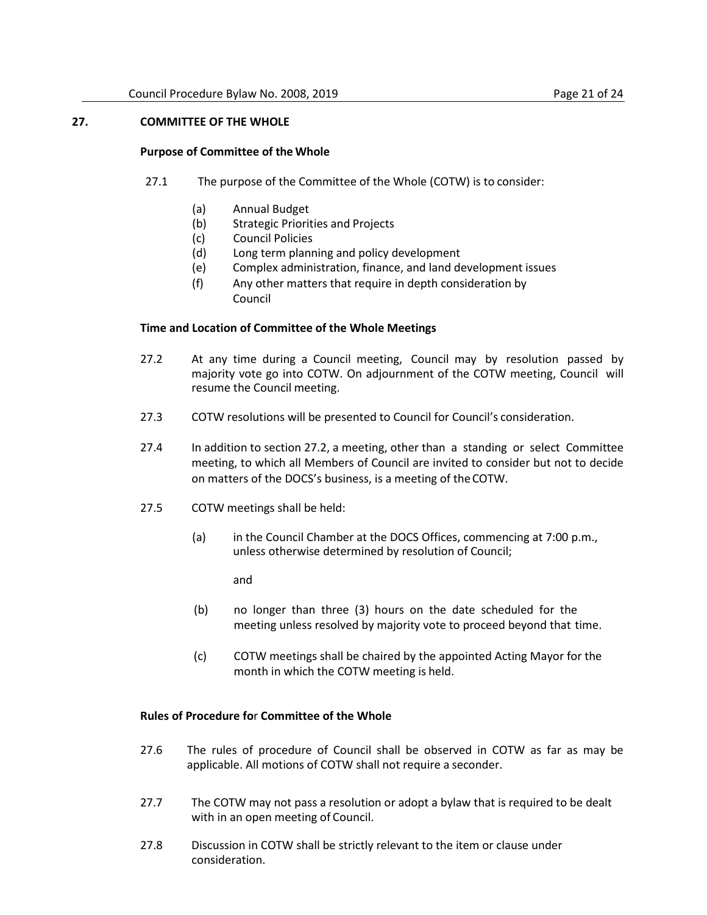## 27. COMMITTEE OF THE WHOLE

### Purpose of Committee of the Whole

27.1 The purpose of the Committee of the Whole (COTW) is to consider:

(a) Annual Budget
(b) Strategic Priorities and Projects
(c) Council Policies
(d) Long term planning and policy development
(e) Complex administration, finance, and land development issues
(f) Any other matters that require in depth consideration by Council

### Time and Location of Committee of the Whole Meetings

27.2 At any time during a Council meeting, Council may by resolution passed by majority vote go into COTW. On adjournment of the COTW meeting, Council will resume the Council meeting.

27.3 COTW resolutions will be presented to Council for Council's consideration.

27.4 In addition to section 27.2, a meeting, other than a standing or select Committee meeting, to which all Members of Council are invited to consider but not to decide on matters of the DOCS's business, is a meeting of the COTW.

27.5 COTW meetings shall be held:

(a) in the Council Chamber at the DOCS Offices, commencing at 7:00 p.m., unless otherwise determined by resolution of Council;

and

(b) no longer than three (3) hours on the date scheduled for the meeting unless resolved by majority vote to proceed beyond that time.

(c) COTW meetings shall be chaired by the appointed Acting Mayor for the month in which the COTW meeting is held.

### Rules of Procedure for Committee of the Whole

27.6 The rules of procedure of Council shall be observed in COTW as far as may be applicable. All motions of COTW shall not require a seconder.

27.7 The COTW may not pass a resolution or adopt a bylaw that is required to be dealt with in an open meeting of Council.

27.8 Discussion in COTW shall be strictly relevant to the item or clause under consideration.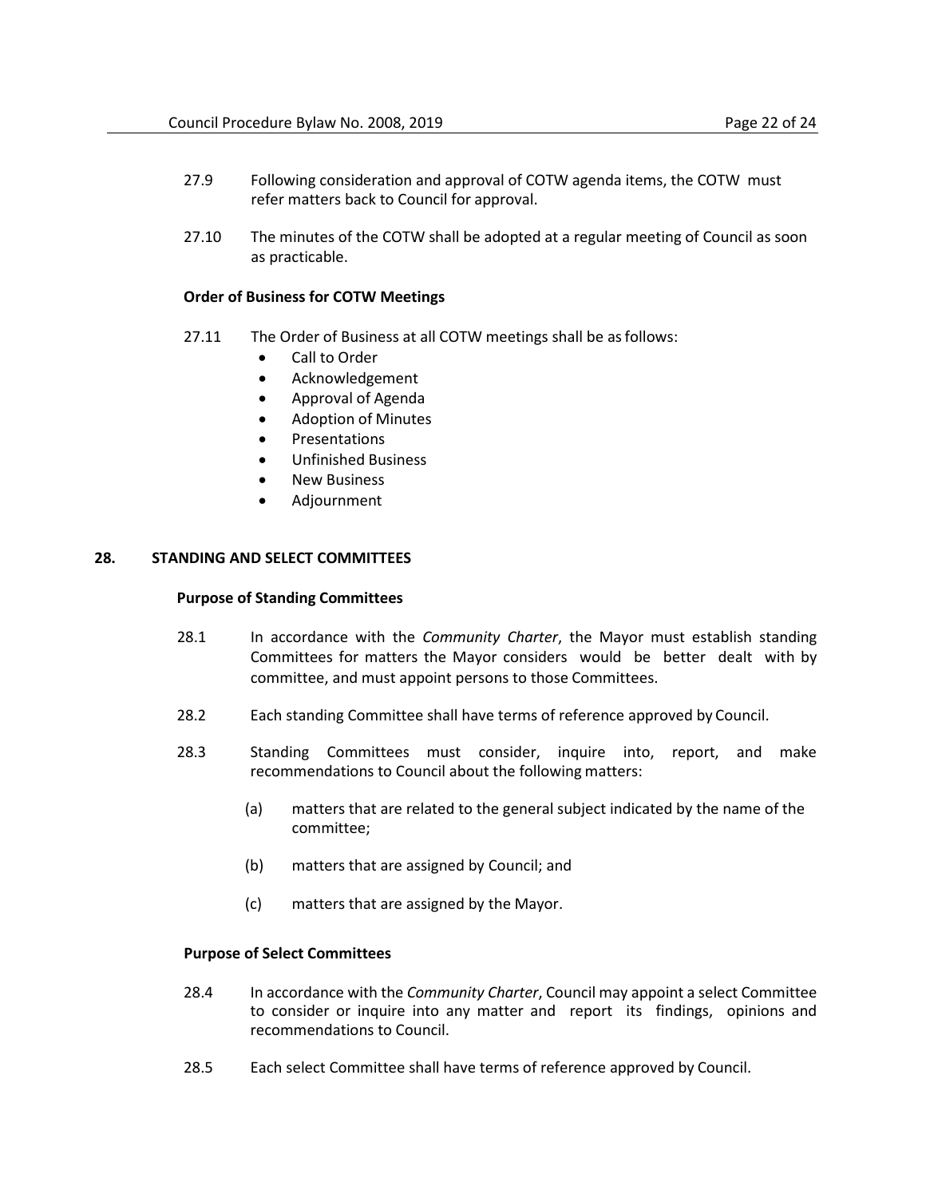27.9 Following consideration and approval of COTW agenda items, the COTW must refer matters back to Council for approval.

27.10 The minutes of the COTW shall be adopted at a regular meeting of Council as soon as practicable.

**Order of Business for COTW Meetings**

27.11 The Order of Business at all COTW meetings shall be as follows:

- Call to Order
- Acknowledgement
- Approval of Agenda
- Adoption of Minutes
- Presentations
- Unfinished Business
- New Business
- Adjournment

## 28. STANDING AND SELECT COMMITTEES

**Purpose of Standing Committees**

28.1 In accordance with the *Community Charter*, the Mayor must establish standing Committees for matters the Mayor considers would be better dealt with by committee, and must appoint persons to those Committees.

28.2 Each standing Committee shall have terms of reference approved by Council.

28.3 Standing Committees must consider, inquire into, report, and make recommendations to Council about the following matters:

(a) matters that are related to the general subject indicated by the name of the committee;

(b) matters that are assigned by Council; and

(c) matters that are assigned by the Mayor.

**Purpose of Select Committees**

28.4 In accordance with the *Community Charter*, Council may appoint a select Committee to consider or inquire into any matter and report its findings, opinions and recommendations to Council.

28.5 Each select Committee shall have terms of reference approved by Council.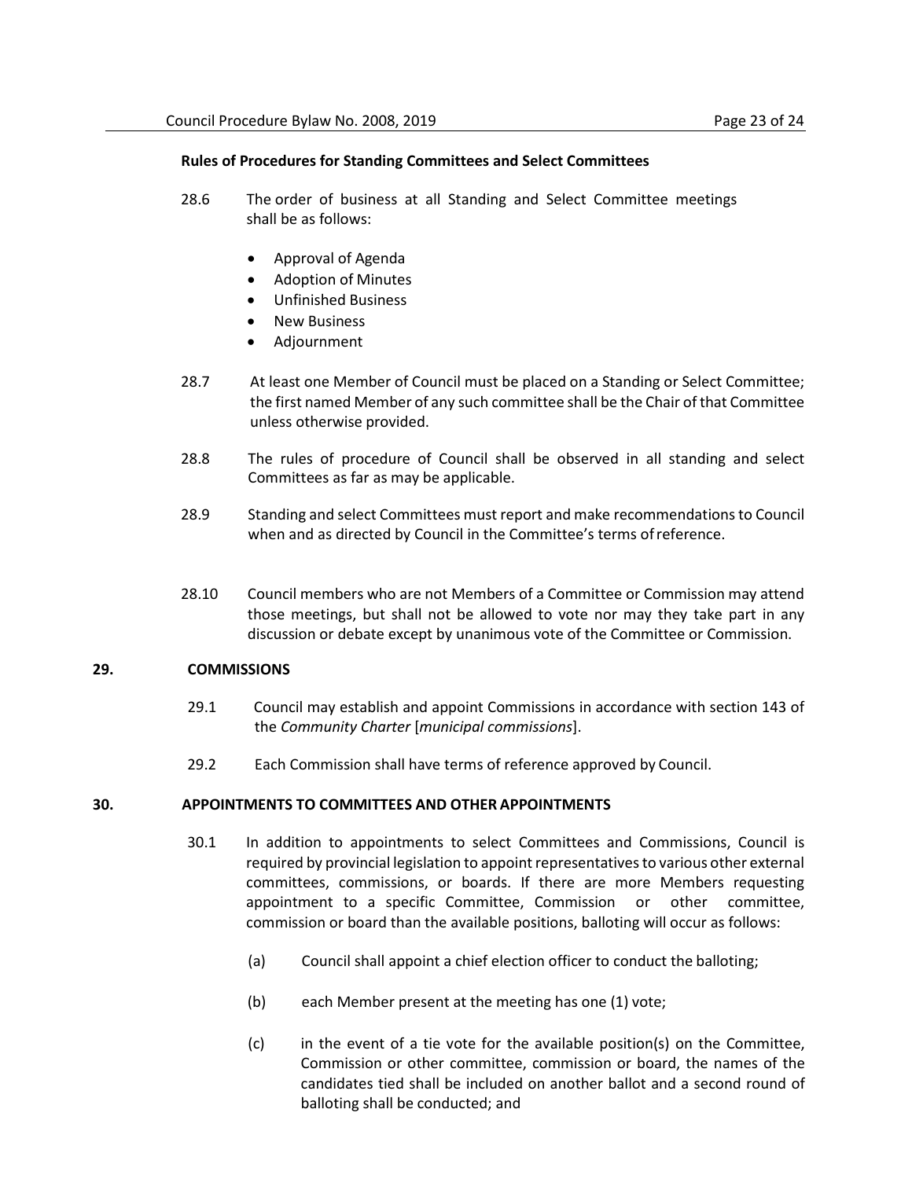**Rules of Procedures for Standing Committees and Select Committees**

28.6 The order of business at all Standing and Select Committee meetings shall be as follows:

- Approval of Agenda
- Adoption of Minutes
- Unfinished Business
- New Business
- Adjournment

28.7 At least one Member of Council must be placed on a Standing or Select Committee; the first named Member of any such committee shall be the Chair of that Committee unless otherwise provided.

28.8 The rules of procedure of Council shall be observed in all standing and select Committees as far as may be applicable.

28.9 Standing and select Committees must report and make recommendations to Council when and as directed by Council in the Committee's terms of reference.

28.10 Council members who are not Members of a Committee or Commission may attend those meetings, but shall not be allowed to vote nor may they take part in any discussion or debate except by unanimous vote of the Committee or Commission.

## 29. COMMISSIONS

29.1 Council may establish and appoint Commissions in accordance with section 143 of the *Community Charter* [*municipal commissions*].

29.2 Each Commission shall have terms of reference approved by Council.

## 30. APPOINTMENTS TO COMMITTEES AND OTHER APPOINTMENTS

30.1 In addition to appointments to select Committees and Commissions, Council is required by provincial legislation to appoint representatives to various other external committees, commissions, or boards. If there are more Members requesting appointment to a specific Committee, Commission or other committee, commission or board than the available positions, balloting will occur as follows:

(a) Council shall appoint a chief election officer to conduct the balloting;

(b) each Member present at the meeting has one (1) vote;

(c) in the event of a tie vote for the available position(s) on the Committee, Commission or other committee, commission or board, the names of the candidates tied shall be included on another ballot and a second round of balloting shall be conducted; and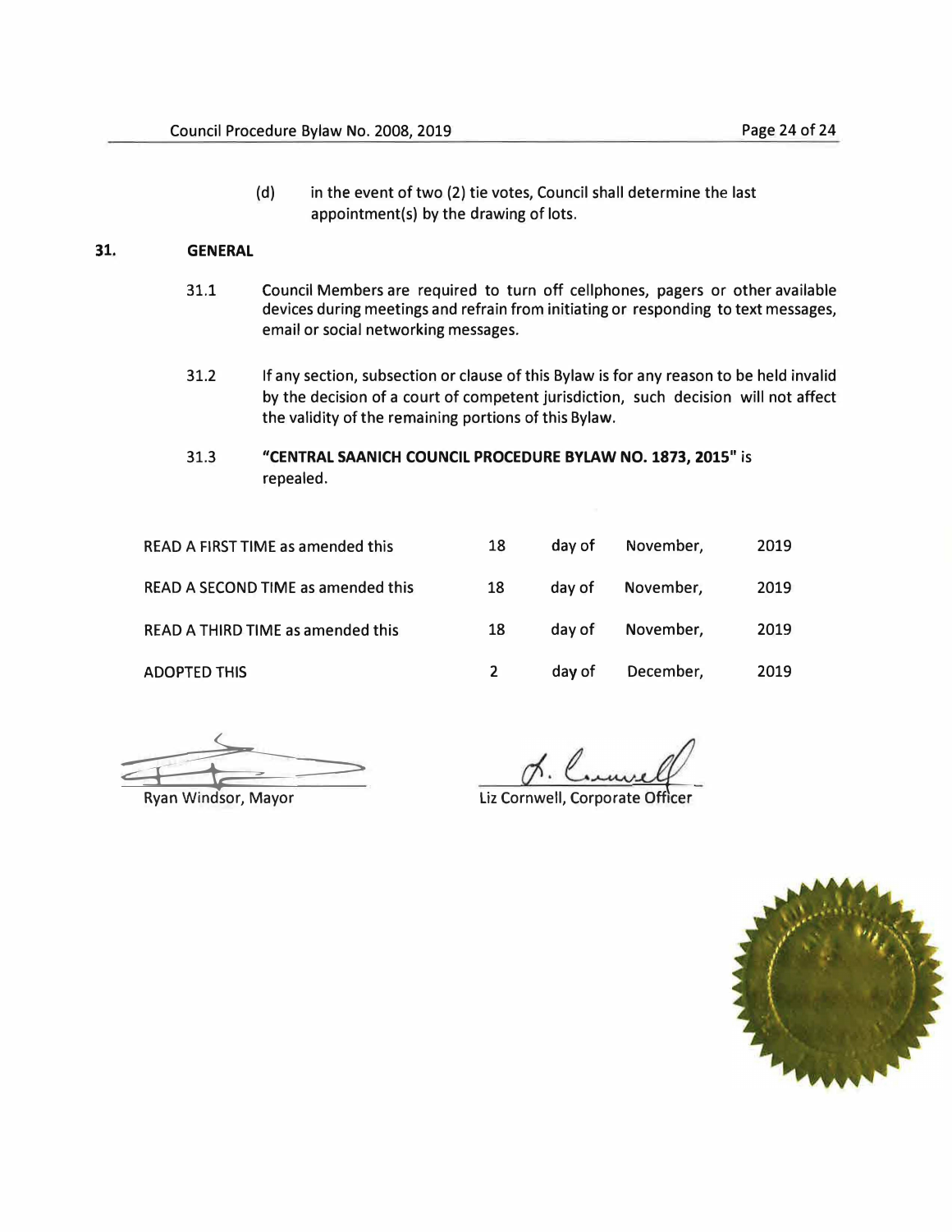(d) in the event of two (2) tie votes, Council shall determine the last appointment(s) by the drawing of lots.

## 31. GENERAL

31.1 Council Members are required to turn off cellphones, pagers or other available devices during meetings and refrain from initiating or responding to text messages, email or social networking messages.

31.2 If any section, subsection or clause of this Bylaw is for any reason to be held invalid by the decision of a court of competent jurisdiction, such decision will not affect the validity of the remaining portions of this Bylaw.

31.3 **"CENTRAL SAANICH COUNCIL PROCEDURE BYLAW NO. 1873, 2015"** is repealed.

| | | | | |
|---|---|---|---|---|
| READ A FIRST TIME as amended this | 18 | day of | November, | 2019 |
| READ A SECOND TIME as amended this | 18 | day of | November, | 2019 |
| READ A THIRD TIME as amended this | 18 | day of | November, | 2019 |
| ADOPTED THIS | 2 | day of | December, | 2019 |

Ryan Windsor, Mayor

Liz Cornwell, Corporate Officer